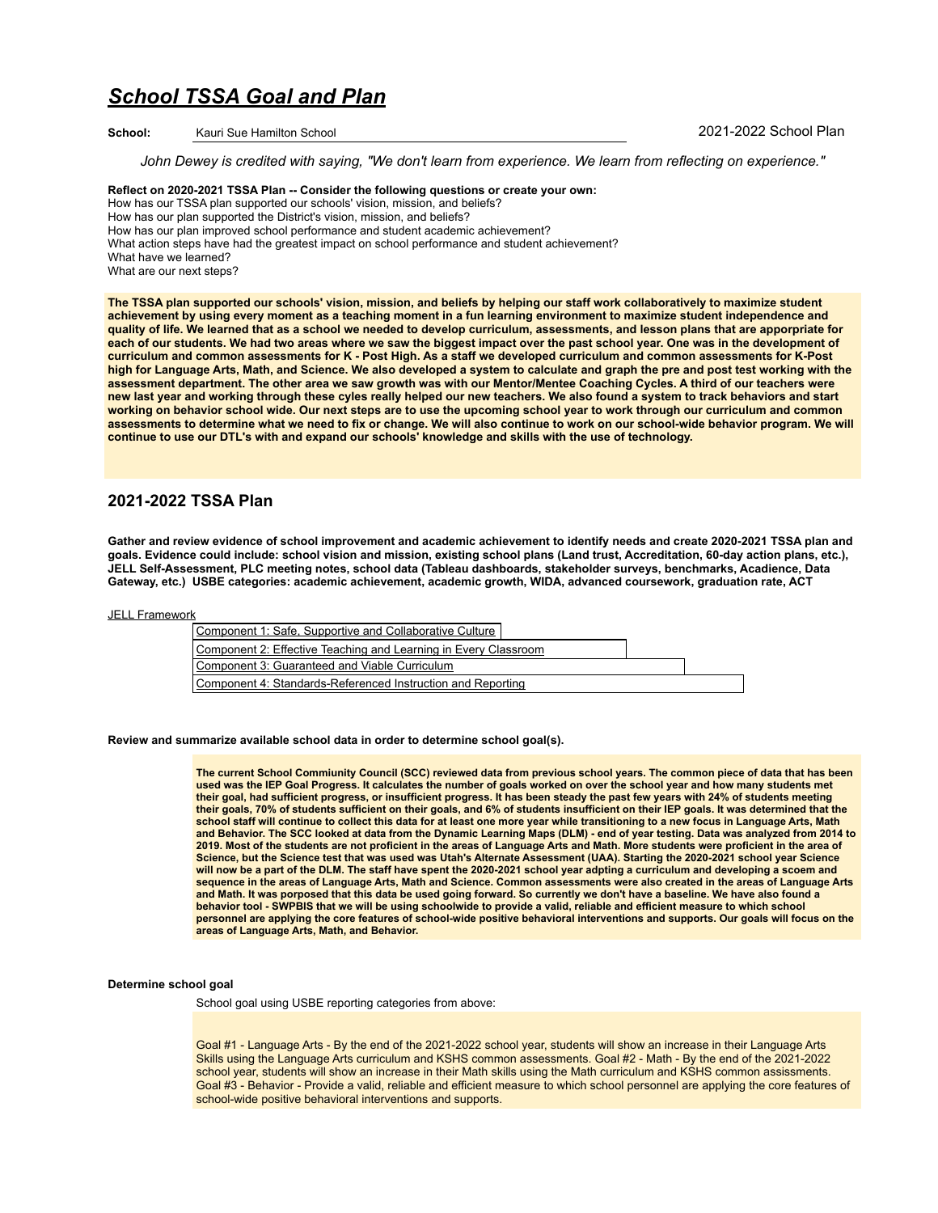# *School TSSA Goal and Plan*

**School:** Kauri Sue Hamilton School

2021-2022 School Plan

*John Dewey is credited with saying, "We don't learn from experience. We learn from reflecting on experience."*

**Reflect on 2020-2021 TSSA Plan -- Consider the following questions or create your own:**
How has our TSSA plan supported our schools' vision, mission, and beliefs?
How has our plan supported the District's vision, mission, and beliefs?
How has our plan improved school performance and student academic achievement?
What action steps have had the greatest impact on school performance and student achievement?
What have we learned?
What are our next steps?

**The TSSA plan supported our schools' vision, mission, and beliefs by helping our staff work collaboratively to maximize student achievement by using every moment as a teaching moment in a fun learning environment to maximize student independence and quality of life. We learned that as a school we needed to develop curriculum, assessments, and lesson plans that are apporpriate for each of our students. We had two areas where we saw the biggest impact over the past school year. One was in the development of curriculum and common assessments for K - Post High. As a staff we developed curriculum and common assessments for K-Post high for Language Arts, Math, and Science. We also developed a system to calculate and graph the pre and post test working with the assessment department. The other area we saw growth was with our Mentor/Mentee Coaching Cycles. A third of our teachers were new last year and working through these cyles really helped our new teachers. We also found a system to track behaviors and start working on behavior school wide. Our next steps are to use the upcoming school year to work through our curriculum and common assessments to determine what we need to fix or change. We will also continue to work on our school-wide behavior program. We will continue to use our DTL's with and expand our schools' knowledge and skills with the use of technology.**

## 2021-2022 TSSA Plan

**Gather and review evidence of school improvement and academic achievement to identify needs and create 2020-2021 TSSA plan and goals. Evidence could include: school vision and mission, existing school plans (Land trust, Accreditation, 60-day action plans, etc.), JELL Self-Assessment, PLC meeting notes, school data (Tableau dashboards, stakeholder surveys, benchmarks, Acadience, Data Gateway, etc.) USBE categories: academic achievement, academic growth, WIDA, advanced coursework, graduation rate, ACT**

JELL Framework

- Component 1: Safe, Supportive and Collaborative Culture
- Component 2: Effective Teaching and Learning in Every Classroom
- Component 3: Guaranteed and Viable Curriculum
- Component 4: Standards-Referenced Instruction and Reporting

**Review and summarize available school data in order to determine school goal(s).**

**The current School Commiunity Council (SCC) reviewed data from previous school years. The common piece of data that has been used was the IEP Goal Progress. It calculates the number of goals worked on over the school year and how many students met their goal, had sufficient progress, or insufficient progress. It has been steady the past few years with 24% of students meeting their goals, 70% of students sufficient on their goals, and 6% of students insufficient on their IEP goals. It was determined that the school staff will continue to collect this data for at least one more year while transitioning to a new focus in Language Arts, Math and Behavior. The SCC looked at data from the Dynamic Learning Maps (DLM) - end of year testing. Data was analyzed from 2014 to 2019. Most of the students are not proficient in the areas of Language Arts and Math. More students were proficient in the area of Science, but the Science test that was used was Utah's Alternate Assessment (UAA). Starting the 2020-2021 school year Science will now be a part of the DLM. The staff have spent the 2020-2021 school year adpting a curriculum and developing a scoem and sequence in the areas of Language Arts, Math and Science. Common assessments were also created in the areas of Language Arts and Math. It was porposed that this data be used going forward. So currently we don't have a baseline. We have also found a behavior tool - SWPBIS that we will be using schoolwide to provide a valid, reliable and efficient measure to which school personnel are applying the core features of school-wide positive behavioral interventions and supports. Our goals will focus on the areas of Language Arts, Math, and Behavior.**

**Determine school goal**

School goal using USBE reporting categories from above:

Goal #1 - Language Arts - By the end of the 2021-2022 school year, students will show an increase in their Language Arts Skills using the Language Arts curriculum and KSHS common assessments. Goal #2 - Math - By the end of the 2021-2022 school year, students will show an increase in their Math skills using the Math curriculum and KSHS common assissments. Goal #3 - Behavior - Provide a valid, reliable and efficient measure to which school personnel are applying the core features of school-wide positive behavioral interventions and supports.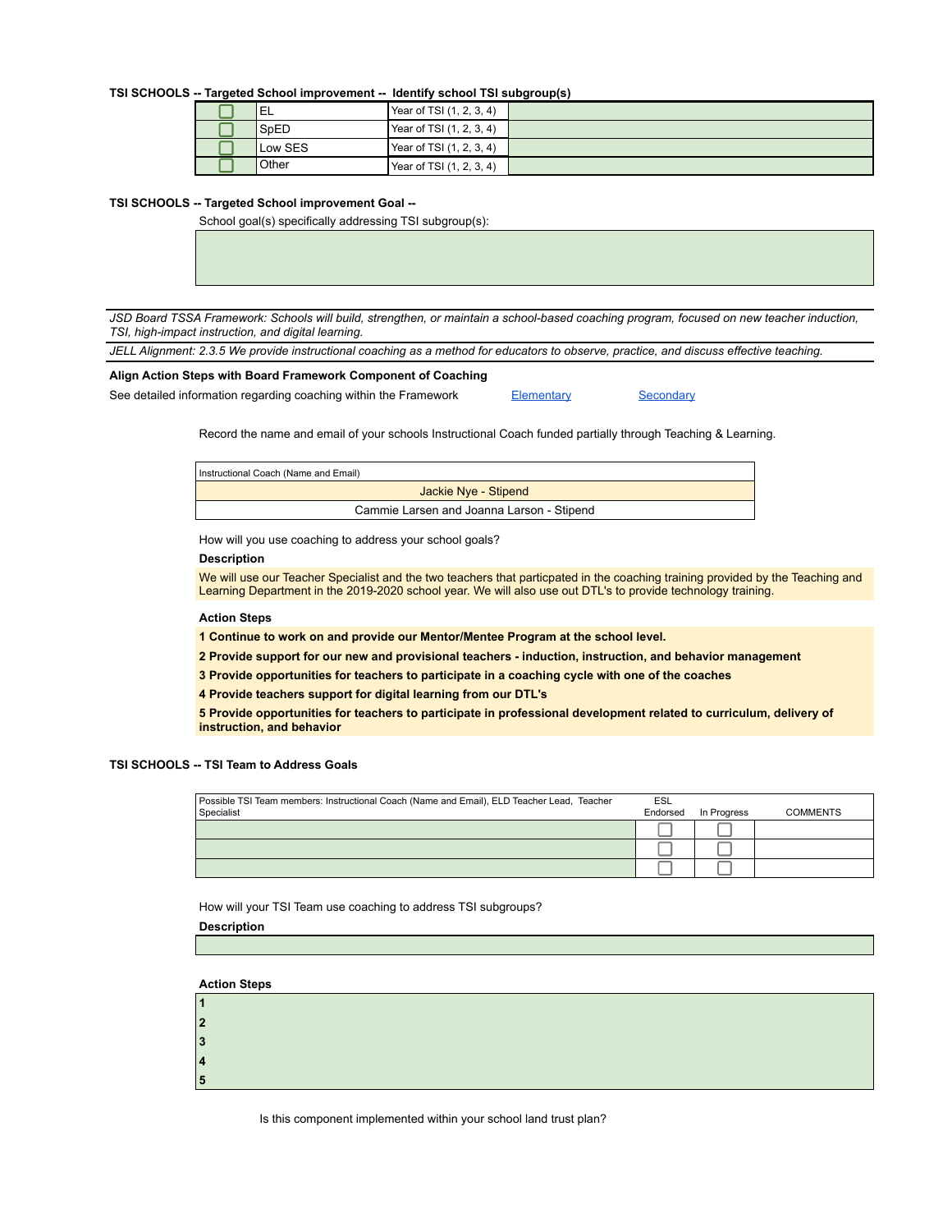**TSI SCHOOLS -- Targeted School improvement -- Identify school TSI subgroup(s)**

| | | | |
|---|---|---|---|
| ☐ | EL | Year of TSI (1, 2, 3, 4) | |
| ☐ | SpED | Year of TSI (1, 2, 3, 4) | |
| ☐ | Low SES | Year of TSI (1, 2, 3, 4) | |
| ☐ | Other | Year of TSI (1, 2, 3, 4) | |

**TSI SCHOOLS -- Targeted School improvement Goal --**

School goal(s) specifically addressing TSI subgroup(s):

*JSD Board TSSA Framework: Schools will build, strengthen, or maintain a school-based coaching program, focused on new teacher induction, TSI, high-impact instruction, and digital learning.*

*JELL Alignment: 2.3.5 We provide instructional coaching as a method for educators to observe, practice, and discuss effective teaching.*

**Align Action Steps with Board Framework Component of Coaching**

See detailed information regarding coaching within the Framework [Elementary] [Secondary]

Record the name and email of your schools Instructional Coach funded partially through Teaching & Learning.

| Instructional Coach (Name and Email) |
|---|
| Jackie Nye - Stipend |
| Cammie Larsen and Joanna Larson - Stipend |

How will you use coaching to address your school goals?

**Description**

We will use our Teacher Specialist and the two teachers that particpated in the coaching training provided by the Teaching and Learning Department in the 2019-2020 school year. We will also use out DTL's to provide technology training.

**Action Steps**

**1 Continue to work on and provide our Mentor/Mentee Program at the school level.**

**2 Provide support for our new and provisional teachers - induction, instruction, and behavior management**

**3 Provide opportunities for teachers to participate in a coaching cycle with one of the coaches**

**4 Provide teachers support for digital learning from our DTL's**

**5 Provide opportunities for teachers to participate in professional development related to curriculum, delivery of instruction, and behavior**

**TSI SCHOOLS -- TSI Team to Address Goals**

| Possible TSI Team members: Instructional Coach (Name and Email), ELD Teacher Lead, Teacher Specialist | ESL Endorsed | In Progress | COMMENTS |
|---|---|---|---|
| | ☐ | ☐ | |
| | ☐ | ☐ | |
| | ☐ | ☐ | |

How will your TSI Team use coaching to address TSI subgroups?

**Description**

**Action Steps**

**1**

**2**

**3**

**4**

**5**

Is this component implemented within your school land trust plan?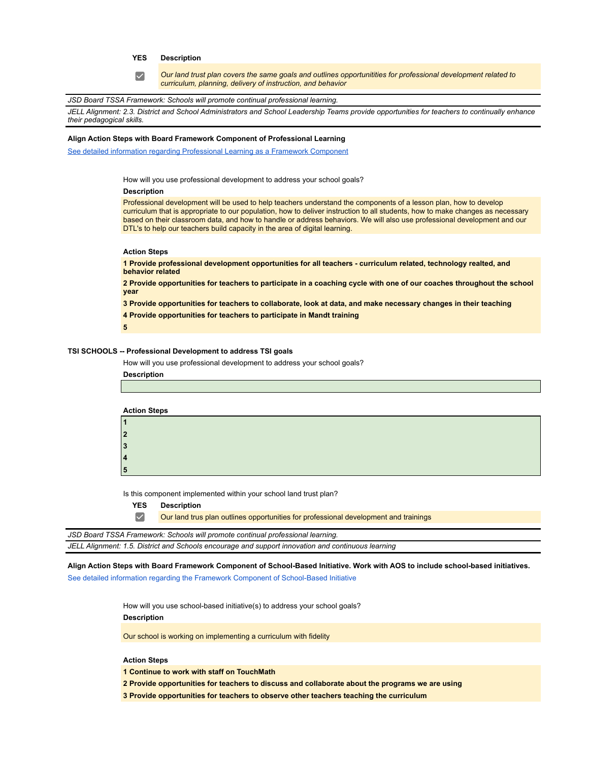| YES | Description |
|---|---|
| ☑ | *Our land trust plan covers the same goals and outlines opportunitities for professional development related to curriculum, planning, delivery of instruction, and behavior* |

*JSD Board TSSA Framework: Schools will promote continual professional learning.*

*JELL Alignment: 2.3. District and School Administrators and School Leadership Teams provide opportunities for teachers to continually enhance their pedagogical skills.*

**Align Action Steps with Board Framework Component of Professional Learning**

See detailed information regarding Professional Learning as a Framework Component

How will you use professional development to address your school goals?

**Description**

Professional development will be used to help teachers understand the components of a lesson plan, how to develop curriculum that is appropriate to our population, how to deliver instruction to all students, how to make changes as necessary based on their classroom data, and how to handle or address behaviors. We will also use professional development and our DTL's to help our teachers build capacity in the area of digital learning.

**Action Steps**

**1 Provide professional development opportunities for all teachers - curriculum related, technology realted, and behavior related**

**2 Provide opportunities for teachers to participate in a coaching cycle with one of our coaches throughout the school year**

**3 Provide opportunities for teachers to collaborate, look at data, and make necessary changes in their teaching**

**4 Provide opportunities for teachers to participate in Mandt training**

**5**

**TSI SCHOOLS -- Professional Development to address TSI goals**

How will you use professional development to address your school goals?

**Description**

**Action Steps**

**1**

**2**

**3**

**4**

**5**

Is this component implemented within your school land trust plan?

| YES | Description |
|---|---|
| ☑ | Our land trus plan outlines opportunities for professional development and trainings |

*JSD Board TSSA Framework: Schools will promote continual professional learning.*

*JELL Alignment: 1.5. District and Schools encourage and support innovation and continuous learning*

**Align Action Steps with Board Framework Component of School-Based Initiative. Work with AOS to include school-based initiatives.**

See detailed information regarding the Framework Component of School-Based Initiative

How will you use school-based initiative(s) to address your school goals?

**Description**

Our school is working on implementing a curriculum with fidelity

**Action Steps**

**1 Continue to work with staff on TouchMath**

**2 Provide opportunities for teachers to discuss and collaborate about the programs we are using**

**3 Provide opportunities for teachers to observe other teachers teaching the curriculum**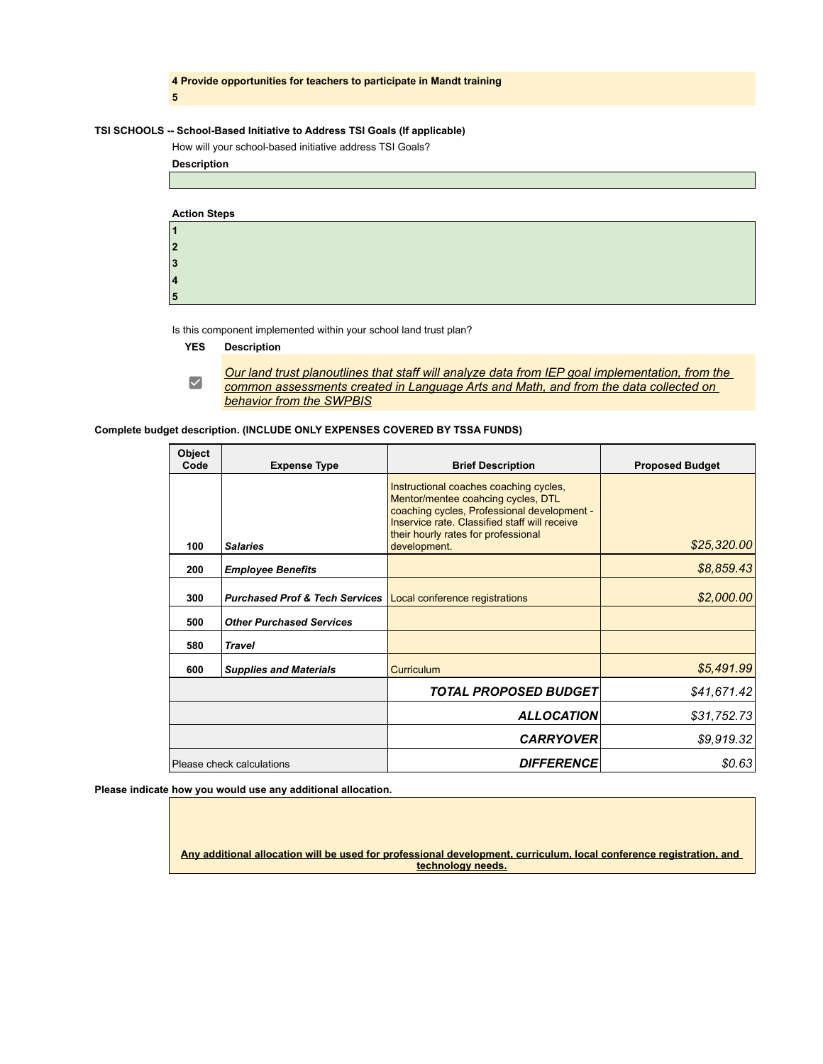**4 Provide opportunities for teachers to participate in Mandt training**

**5**

**TSI SCHOOLS -- School-Based Initiative to Address TSI Goals (If applicable)**

How will your school-based initiative address TSI Goals?

**Description**

**Action Steps**

**1**

**2**

**3**

**4**

**5**

Is this component implemented within your school land trust plan?

**YES** **Description**

☑ *Our land trust planoutlines that staff will analyze data from IEP goal implementation, from the common assessments created in Language Arts and Math, and from the data collected on behavior from the SWPBIS*

**Complete budget description. (INCLUDE ONLY EXPENSES COVERED BY TSSA FUNDS)**

| Object Code | Expense Type | Brief Description | Proposed Budget |
|---|---|---|---|
| 100 | ***Salaries*** | Instructional coaches coaching cycles, Mentor/mentee coahcing cycles, DTL coaching cycles, Professional development - Inservice rate. Classified staff will receive their hourly rates for professional development. | *$25,320.00* |
| 200 | ***Employee Benefits*** | | *$8,859.43* |
| 300 | ***Purchased Prof & Tech Services*** | Local conference registrations | *$2,000.00* |
| 500 | ***Other Purchased Services*** | | |
| 580 | ***Travel*** | | |
| 600 | ***Supplies and Materials*** | Curriculum | *$5,491.99* |
| | | ***TOTAL PROPOSED BUDGET*** | *$41,671.42* |
| | | ***ALLOCATION*** | *$31,752.73* |
| | | ***CARRYOVER*** | *$9,919.32* |
| Please check calculations | | ***DIFFERENCE*** | *$0.63* |

**Please indicate how you would use any additional allocation.**

**Any additional allocation will be used for professional development, curriculum, local conference registration, and technology needs.**